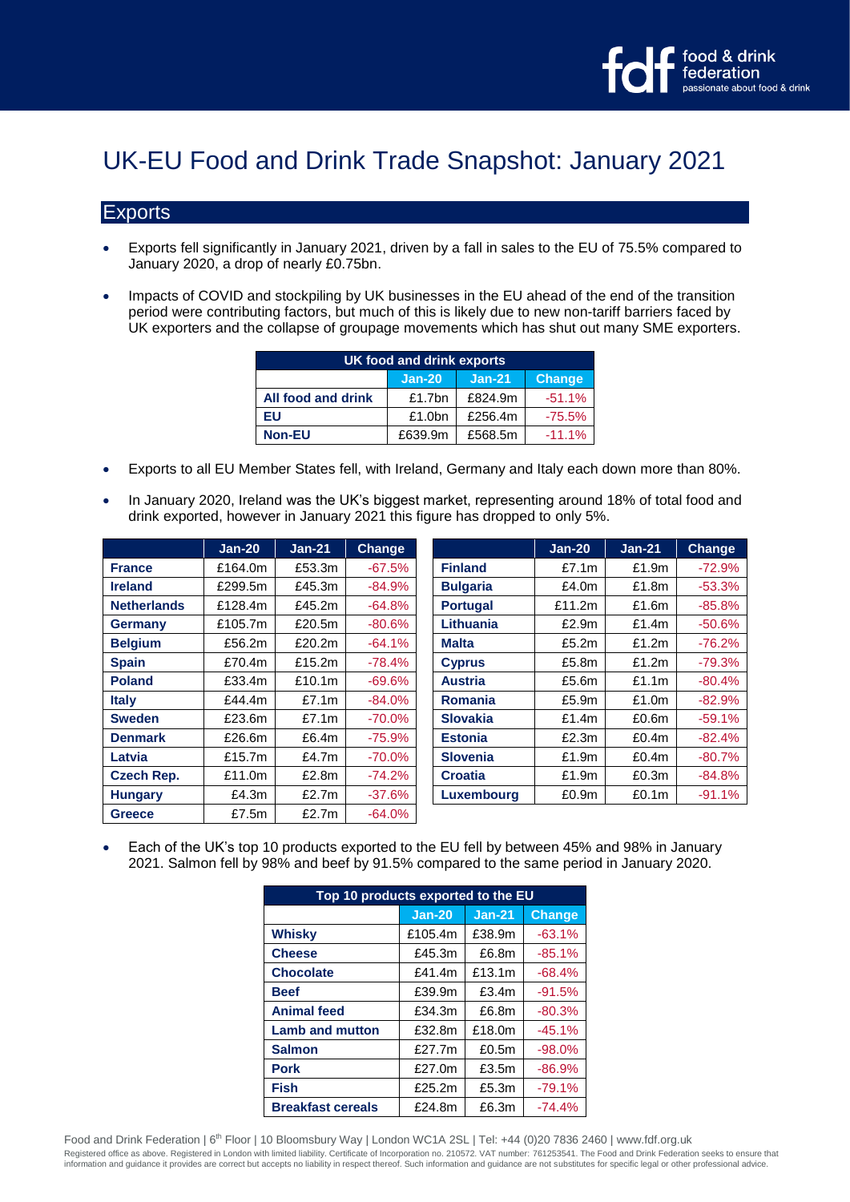# UK-EU Food and Drink Trade Snapshot: January 2021

## Exports

- Exports fell significantly in January 2021, driven by a fall in sales to the EU of 75.5% compared to January 2020, a drop of nearly £0.75bn.
- Impacts of COVID and stockpiling by UK businesses in the EU ahead of the end of the transition period were contributing factors, but much of this is likely due to new non-tariff barriers faced by UK exporters and the collapse of groupage movements which has shut out many SME exporters.

| UK food and drink exports | | | |
|---|---|---|---|
| | Jan-20 | Jan-21 | Change |
| All food and drink | £1.7bn | £824.9m | -51.1% |
| EU | £1.0bn | £256.4m | -75.5% |
| Non-EU | £639.9m | £568.5m | -11.1% |

- Exports to all EU Member States fell, with Ireland, Germany and Italy each down more than 80%.
- In January 2020, Ireland was the UK's biggest market, representing around 18% of total food and drink exported, however in January 2021 this figure has dropped to only 5%.

| | Jan-20 | Jan-21 | Change |
|---|---|---|---|
| France | £164.0m | £53.3m | -67.5% |
| Ireland | £299.5m | £45.3m | -84.9% |
| Netherlands | £128.4m | £45.2m | -64.8% |
| Germany | £105.7m | £20.5m | -80.6% |
| Belgium | £56.2m | £20.2m | -64.1% |
| Spain | £70.4m | £15.2m | -78.4% |
| Poland | £33.4m | £10.1m | -69.6% |
| Italy | £44.4m | £7.1m | -84.0% |
| Sweden | £23.6m | £7.1m | -70.0% |
| Denmark | £26.6m | £6.4m | -75.9% |
| Latvia | £15.7m | £4.7m | -70.0% |
| Czech Rep. | £11.0m | £2.8m | -74.2% |
| Hungary | £4.3m | £2.7m | -37.6% |
| Greece | £7.5m | £2.7m | -64.0% |

| | Jan-20 | Jan-21 | Change |
|---|---|---|---|
| Finland | £7.1m | £1.9m | -72.9% |
| Bulgaria | £4.0m | £1.8m | -53.3% |
| Portugal | £11.2m | £1.6m | -85.8% |
| Lithuania | £2.9m | £1.4m | -50.6% |
| Malta | £5.2m | £1.2m | -76.2% |
| Cyprus | £5.8m | £1.2m | -79.3% |
| Austria | £5.6m | £1.1m | -80.4% |
| Romania | £5.9m | £1.0m | -82.9% |
| Slovakia | £1.4m | £0.6m | -59.1% |
| Estonia | £2.3m | £0.4m | -82.4% |
| Slovenia | £1.9m | £0.4m | -80.7% |
| Croatia | £1.9m | £0.3m | -84.8% |
| Luxembourg | £0.9m | £0.1m | -91.1% |

- Each of the UK's top 10 products exported to the EU fell by between 45% and 98% in January 2021. Salmon fell by 98% and beef by 91.5% compared to the same period in January 2020.

| Top 10 products exported to the EU | | | |
|---|---|---|---|
| | Jan-20 | Jan-21 | Change |
| Whisky | £105.4m | £38.9m | -63.1% |
| Cheese | £45.3m | £6.8m | -85.1% |
| Chocolate | £41.4m | £13.1m | -68.4% |
| Beef | £39.9m | £3.4m | -91.5% |
| Animal feed | £34.3m | £6.8m | -80.3% |
| Lamb and mutton | £32.8m | £18.0m | -45.1% |
| Salmon | £27.7m | £0.5m | -98.0% |
| Pork | £27.0m | £3.5m | -86.9% |
| Fish | £25.2m | £5.3m | -79.1% |
| Breakfast cereals | £24.8m | £6.3m | -74.4% |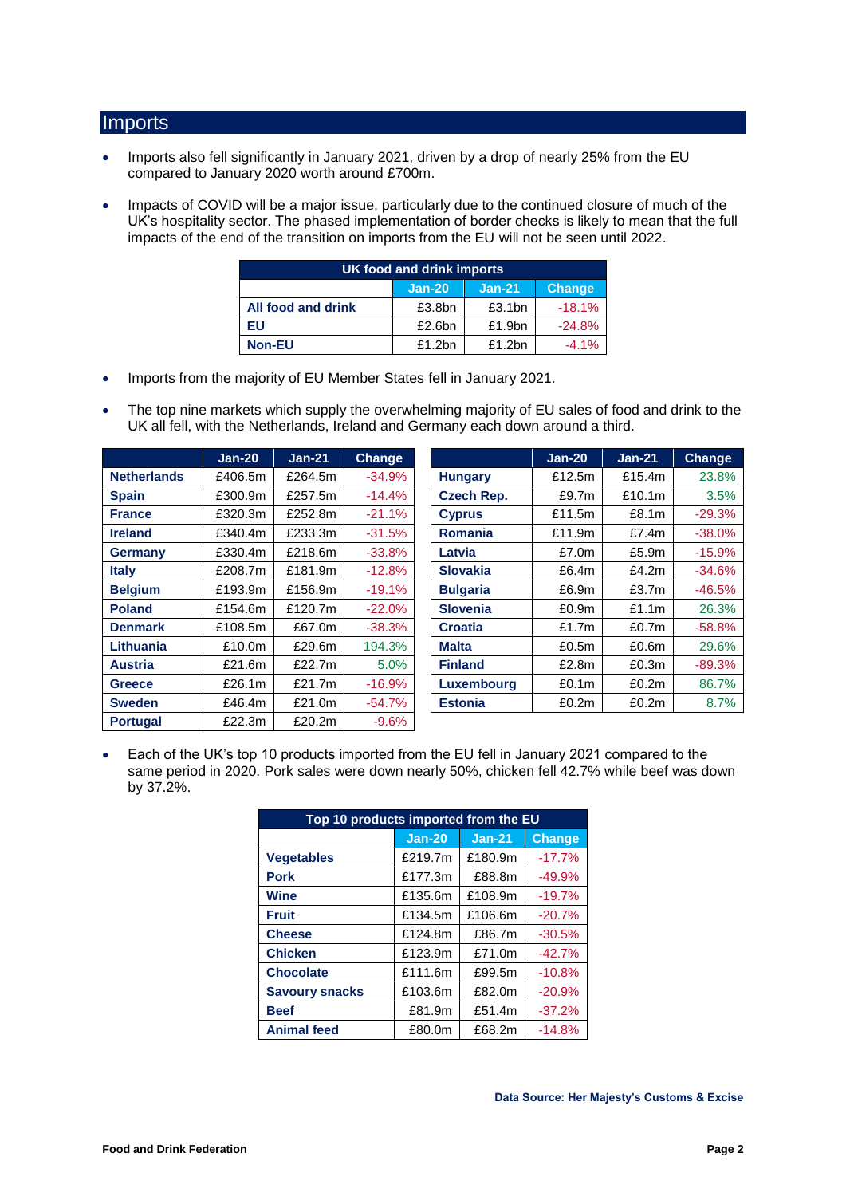## Imports

- Imports also fell significantly in January 2021, driven by a drop of nearly 25% from the EU compared to January 2020 worth around £700m.
- Impacts of COVID will be a major issue, particularly due to the continued closure of much of the UK's hospitality sector. The phased implementation of border checks is likely to mean that the full impacts of the end of the transition on imports from the EU will not be seen until 2022.

| UK food and drink imports | | | |
|---|---|---|---|
| | Jan-20 | Jan-21 | Change |
| All food and drink | £3.8bn | £3.1bn | -18.1% |
| EU | £2.6bn | £1.9bn | -24.8% |
| Non-EU | £1.2bn | £1.2bn | -4.1% |

- Imports from the majority of EU Member States fell in January 2021.
- The top nine markets which supply the overwhelming majority of EU sales of food and drink to the UK all fell, with the Netherlands, Ireland and Germany each down around a third.

| | Jan-20 | Jan-21 | Change |
|---|---|---|---|
| Netherlands | £406.5m | £264.5m | -34.9% |
| Spain | £300.9m | £257.5m | -14.4% |
| France | £320.3m | £252.8m | -21.1% |
| Ireland | £340.4m | £233.3m | -31.5% |
| Germany | £330.4m | £218.6m | -33.8% |
| Italy | £208.7m | £181.9m | -12.8% |
| Belgium | £193.9m | £156.9m | -19.1% |
| Poland | £154.6m | £120.7m | -22.0% |
| Denmark | £108.5m | £67.0m | -38.3% |
| Lithuania | £10.0m | £29.6m | 194.3% |
| Austria | £21.6m | £22.7m | 5.0% |
| Greece | £26.1m | £21.7m | -16.9% |
| Sweden | £46.4m | £21.0m | -54.7% |
| Portugal | £22.3m | £20.2m | -9.6% |

| | Jan-20 | Jan-21 | Change |
|---|---|---|---|
| Hungary | £12.5m | £15.4m | 23.8% |
| Czech Rep. | £9.7m | £10.1m | 3.5% |
| Cyprus | £11.5m | £8.1m | -29.3% |
| Romania | £11.9m | £7.4m | -38.0% |
| Latvia | £7.0m | £5.9m | -15.9% |
| Slovakia | £6.4m | £4.2m | -34.6% |
| Bulgaria | £6.9m | £3.7m | -46.5% |
| Slovenia | £0.9m | £1.1m | 26.3% |
| Croatia | £1.7m | £0.7m | -58.8% |
| Malta | £0.5m | £0.6m | 29.6% |
| Finland | £2.8m | £0.3m | -89.3% |
| Luxembourg | £0.1m | £0.2m | 86.7% |
| Estonia | £0.2m | £0.2m | 8.7% |

- Each of the UK's top 10 products imported from the EU fell in January 2021 compared to the same period in 2020. Pork sales were down nearly 50%, chicken fell 42.7% while beef was down by 37.2%.

| Top 10 products imported from the EU | | | |
|---|---|---|---|
| | Jan-20 | Jan-21 | Change |
| Vegetables | £219.7m | £180.9m | -17.7% |
| Pork | £177.3m | £88.8m | -49.9% |
| Wine | £135.6m | £108.9m | -19.7% |
| Fruit | £134.5m | £106.6m | -20.7% |
| Cheese | £124.8m | £86.7m | -30.5% |
| Chicken | £123.9m | £71.0m | -42.7% |
| Chocolate | £111.6m | £99.5m | -10.8% |
| Savoury snacks | £103.6m | £82.0m | -20.9% |
| Beef | £81.9m | £51.4m | -37.2% |
| Animal feed | £80.0m | £68.2m | -14.8% |

**Data Source: Her Majesty's Customs & Excise**